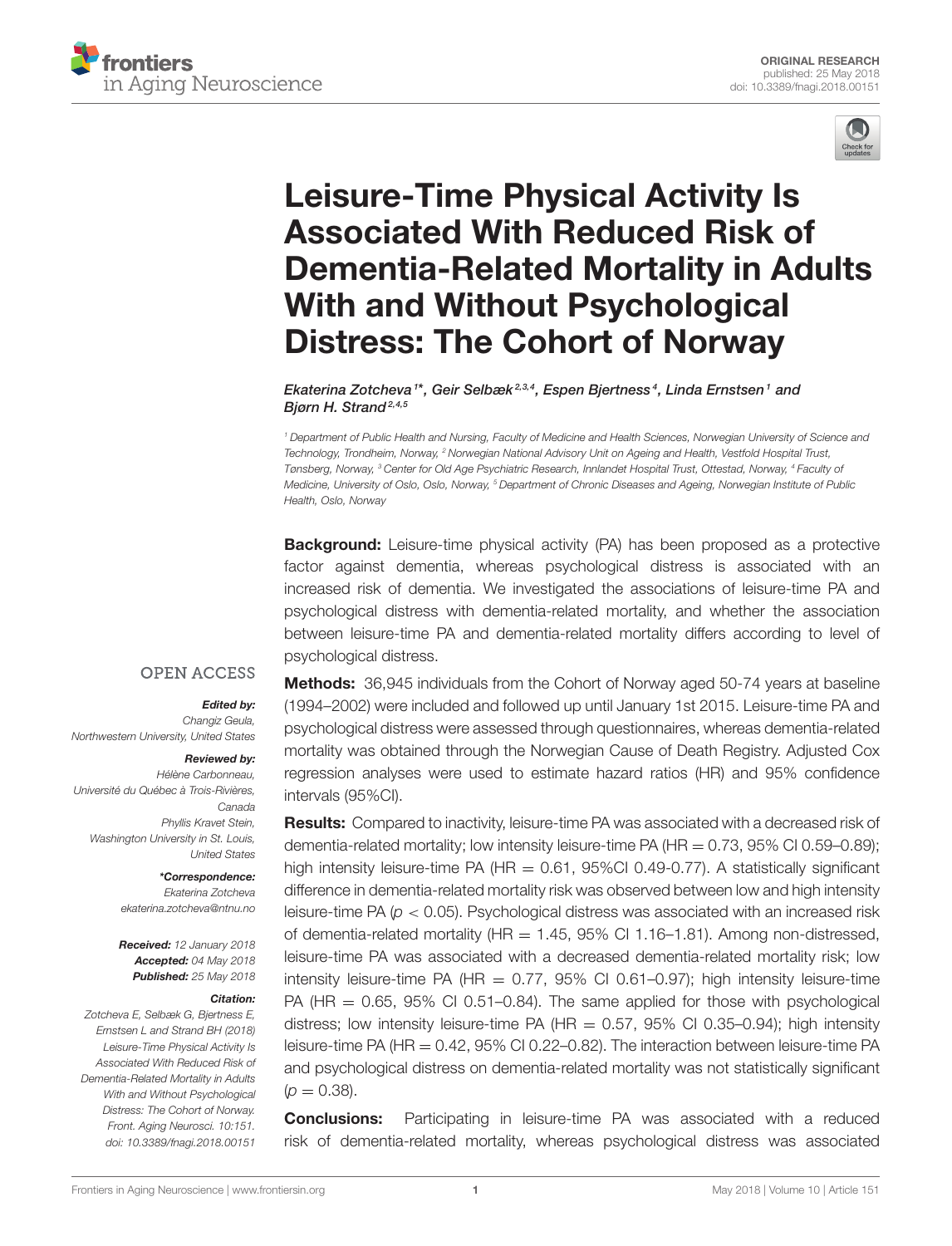ORIGINAL RESEARCH
published: 25 May 2018
doi: 10.3389/fnagi.2018.00151

# Leisure-Time Physical Activity Is Associated With Reduced Risk of Dementia-Related Mortality in Adults With and Without Psychological Distress: The Cohort of Norway

*Ekaterina Zotcheva[1]\*, Geir Selbæk[2,3,4], Espen Bjertness[4], Linda Ernstsen[1] and Bjørn H. Strand[2,4,5]*

[1] Department of Public Health and Nursing, Faculty of Medicine and Health Sciences, Norwegian University of Science and Technology, Trondheim, Norway, [2] Norwegian National Advisory Unit on Ageing and Health, Vestfold Hospital Trust, Tønsberg, Norway, [3] Center for Old Age Psychiatric Research, Innlandet Hospital Trust, Ottestad, Norway, [4] Faculty of Medicine, University of Oslo, Oslo, Norway, [5] Department of Chronic Diseases and Ageing, Norwegian Institute of Public Health, Oslo, Norway

OPEN ACCESS

***Edited by:***
*Changiz Geula, Northwestern University, United States*

***Reviewed by:***
*Hélène Carbonneau, Université du Québec à Trois-Rivières, Canada*
*Phyllis Kravet Stein, Washington University in St. Louis, United States*

***\*Correspondence:***
*Ekaterina Zotcheva*
*ekaterina.zotcheva@ntnu.no*

***Received:*** *12 January 2018*
***Accepted:*** *04 May 2018*
***Published:*** *25 May 2018*

***Citation:***
*Zotcheva E, Selbæk G, Bjertness E, Ernstsen L and Strand BH (2018) Leisure-Time Physical Activity Is Associated With Reduced Risk of Dementia-Related Mortality in Adults With and Without Psychological Distress: The Cohort of Norway. Front. Aging Neurosci. 10:151. doi: 10.3389/fnagi.2018.00151*

**Background:** Leisure-time physical activity (PA) has been proposed as a protective factor against dementia, whereas psychological distress is associated with an increased risk of dementia. We investigated the associations of leisure-time PA and psychological distress with dementia-related mortality, and whether the association between leisure-time PA and dementia-related mortality differs according to level of psychological distress.

**Methods:** 36,945 individuals from the Cohort of Norway aged 50-74 years at baseline (1994–2002) were included and followed up until January 1st 2015. Leisure-time PA and psychological distress were assessed through questionnaires, whereas dementia-related mortality was obtained through the Norwegian Cause of Death Registry. Adjusted Cox regression analyses were used to estimate hazard ratios (HR) and 95% confidence intervals (95%CI).

**Results:** Compared to inactivity, leisure-time PA was associated with a decreased risk of dementia-related mortality; low intensity leisure-time PA (HR = 0.73, 95% CI 0.59–0.89); high intensity leisure-time PA (HR = 0.61, 95%CI 0.49-0.77). A statistically significant difference in dementia-related mortality risk was observed between low and high intensity leisure-time PA ($p < 0.05$). Psychological distress was associated with an increased risk of dementia-related mortality (HR = 1.45, 95% CI 1.16–1.81). Among non-distressed, leisure-time PA was associated with a decreased dementia-related mortality risk; low intensity leisure-time PA (HR = 0.77, 95% CI 0.61–0.97); high intensity leisure-time PA (HR = 0.65, 95% CI 0.51–0.84). The same applied for those with psychological distress; low intensity leisure-time PA (HR = 0.57, 95% CI 0.35–0.94); high intensity leisure-time PA (HR = 0.42, 95% CI 0.22–0.82). The interaction between leisure-time PA and psychological distress on dementia-related mortality was not statistically significant ($p = 0.38$).

**Conclusions:** Participating in leisure-time PA was associated with a reduced risk of dementia-related mortality, whereas psychological distress was associated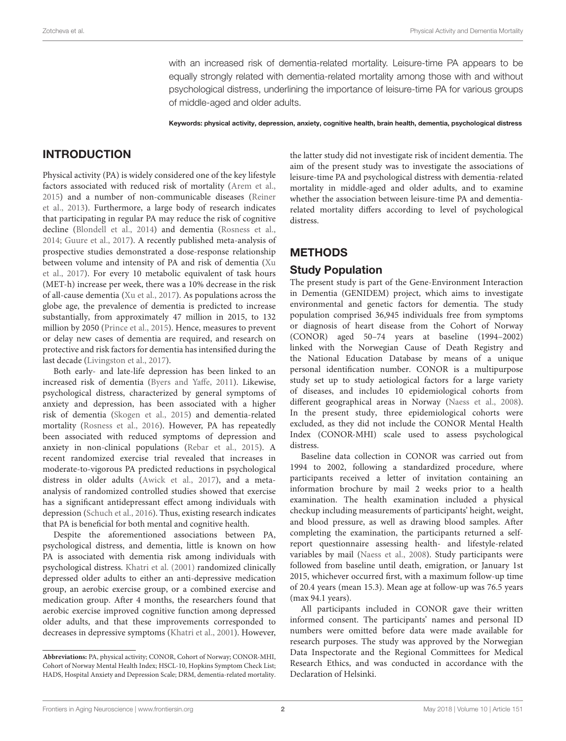with an increased risk of dementia-related mortality. Leisure-time PA appears to be equally strongly related with dementia-related mortality among those with and without psychological distress, underlining the importance of leisure-time PA for various groups of middle-aged and older adults.

**Keywords: physical activity, depression, anxiety, cognitive health, brain health, dementia, psychological distress**

## INTRODUCTION

Physical activity (PA) is widely considered one of the key lifestyle factors associated with reduced risk of mortality (Arem et al., 2015) and a number of non-communicable diseases (Reiner et al., 2013). Furthermore, a large body of research indicates that participating in regular PA may reduce the risk of cognitive decline (Blondell et al., 2014) and dementia (Rosness et al., 2014; Guure et al., 2017). A recently published meta-analysis of prospective studies demonstrated a dose-response relationship between volume and intensity of PA and risk of dementia (Xu et al., 2017). For every 10 metabolic equivalent of task hours (MET-h) increase per week, there was a 10% decrease in the risk of all-cause dementia (Xu et al., 2017). As populations across the globe age, the prevalence of dementia is predicted to increase substantially, from approximately 47 million in 2015, to 132 million by 2050 (Prince et al., 2015). Hence, measures to prevent or delay new cases of dementia are required, and research on protective and risk factors for dementia has intensified during the last decade (Livingston et al., 2017).

Both early- and late-life depression has been linked to an increased risk of dementia (Byers and Yaffe, 2011). Likewise, psychological distress, characterized by general symptoms of anxiety and depression, has been associated with a higher risk of dementia (Skogen et al., 2015) and dementia-related mortality (Rosness et al., 2016). However, PA has repeatedly been associated with reduced symptoms of depression and anxiety in non-clinical populations (Rebar et al., 2015). A recent randomized exercise trial revealed that increases in moderate-to-vigorous PA predicted reductions in psychological distress in older adults (Awick et al., 2017), and a meta-analysis of randomized controlled studies showed that exercise has a significant antidepressant effect among individuals with depression (Schuch et al., 2016). Thus, existing research indicates that PA is beneficial for both mental and cognitive health.

Despite the aforementioned associations between PA, psychological distress, and dementia, little is known on how PA is associated with dementia risk among individuals with psychological distress. Khatri et al. (2001) randomized clinically depressed older adults to either an anti-depressive medication group, an aerobic exercise group, or a combined exercise and medication group. After 4 months, the researchers found that aerobic exercise improved cognitive function among depressed older adults, and that these improvements corresponded to decreases in depressive symptoms (Khatri et al., 2001). However, the latter study did not investigate risk of incident dementia. The aim of the present study was to investigate the associations of leisure-time PA and psychological distress with dementia-related mortality in middle-aged and older adults, and to examine whether the association between leisure-time PA and dementia-related mortality differs according to level of psychological distress.

**Abbreviations:** PA, physical activity; CONOR, Cohort of Norway; CONOR-MHI, Cohort of Norway Mental Health Index; HSCL-10, Hopkins Symptom Check List; HADS, Hospital Anxiety and Depression Scale; DRM, dementia-related mortality.

## METHODS

### Study Population

The present study is part of the Gene-Environment Interaction in Dementia (GENIDEM) project, which aims to investigate environmental and genetic factors for dementia. The study population comprised 36,945 individuals free from symptoms or diagnosis of heart disease from the Cohort of Norway (CONOR) aged 50–74 years at baseline (1994–2002) linked with the Norwegian Cause of Death Registry and the National Education Database by means of a unique personal identification number. CONOR is a multipurpose study set up to study aetiological factors for a large variety of diseases, and includes 10 epidemiological cohorts from different geographical areas in Norway (Naess et al., 2008). In the present study, three epidemiological cohorts were excluded, as they did not include the CONOR Mental Health Index (CONOR-MHI) scale used to assess psychological distress.

Baseline data collection in CONOR was carried out from 1994 to 2002, following a standardized procedure, where participants received a letter of invitation containing an information brochure by mail 2 weeks prior to a health examination. The health examination included a physical checkup including measurements of participants' height, weight, and blood pressure, as well as drawing blood samples. After completing the examination, the participants returned a self-report questionnaire assessing health- and lifestyle-related variables by mail (Naess et al., 2008). Study participants were followed from baseline until death, emigration, or January 1st 2015, whichever occurred first, with a maximum follow-up time of 20.4 years (mean 15.3). Mean age at follow-up was 76.5 years (max 94.1 years).

All participants included in CONOR gave their written informed consent. The participants' names and personal ID numbers were omitted before data were made available for research purposes. The study was approved by the Norwegian Data Inspectorate and the Regional Committees for Medical Research Ethics, and was conducted in accordance with the Declaration of Helsinki.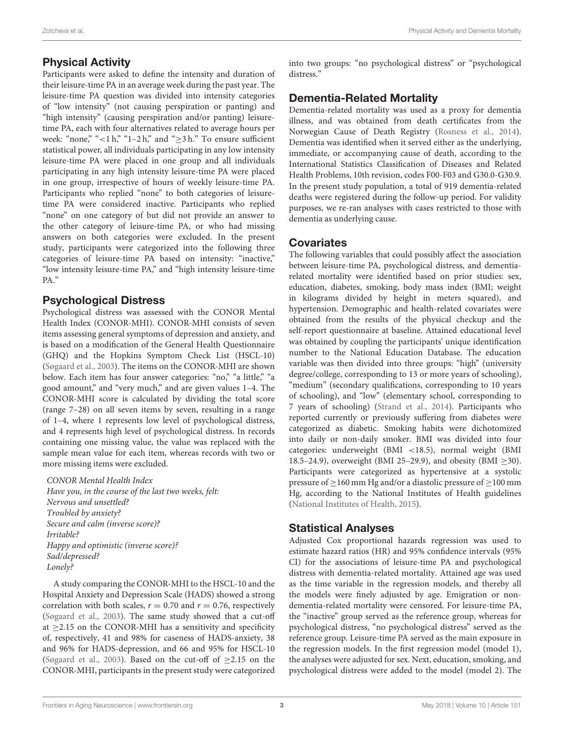## Physical Activity

Participants were asked to define the intensity and duration of their leisure-time PA in an average week during the past year. The leisure-time PA question was divided into intensity categories of "low intensity" (not causing perspiration or panting) and "high intensity" (causing perspiration and/or panting) leisure-time PA, each with four alternatives related to average hours per week: "none," "<1 h," "1–2 h," and "≥3 h." To ensure sufficient statistical power, all individuals participating in any low intensity leisure-time PA were placed in one group and all individuals participating in any high intensity leisure-time PA were placed in one group, irrespective of hours of weekly leisure-time PA. Participants who replied "none" to both categories of leisure-time PA were considered inactive. Participants who replied "none" on one category of but did not provide an answer to the other category of leisure-time PA, or who had missing answers on both categories were excluded. In the present study, participants were categorized into the following three categories of leisure-time PA based on intensity: "inactive," "low intensity leisure-time PA," and "high intensity leisure-time PA."

## Psychological Distress

Psychological distress was assessed with the CONOR Mental Health Index (CONOR-MHI). CONOR-MHI consists of seven items assessing general symptoms of depression and anxiety, and is based on a modification of the General Health Questionnaire (GHQ) and the Hopkins Symptom Check List (HSCL-10) (Søgaard et al., 2003). The items on the CONOR-MHI are shown below. Each item has four answer categories: "no," "a little," "a good amount," and "very much," and are given values 1–4. The CONOR-MHI score is calculated by dividing the total score (range 7–28) on all seven items by seven, resulting in a range of 1–4, where 1 represents low level of psychological distress, and 4 represents high level of psychological distress. In records containing one missing value, the value was replaced with the sample mean value for each item, whereas records with two or more missing items were excluded.

*CONOR Mental Health Index*
*Have you, in the course of the last two weeks, felt:*
*Nervous and unsettled?*
*Troubled by anxiety?*
*Secure and calm (inverse score)?*
*Irritable?*
*Happy and optimistic (inverse score)?*
*Sad/depressed?*
*Lonely?*

A study comparing the CONOR-MHI to the HSCL-10 and the Hospital Anxiety and Depression Scale (HADS) showed a strong correlation with both scales, $r = 0.70$ and $r = 0.76$, respectively (Søgaard et al., 2003). The same study showed that a cut-off at ≥2.15 on the CONOR-MHI has a sensitivity and specificity of, respectively, 41 and 98% for caseness of HADS-anxiety, 38 and 96% for HADS-depression, and 66 and 95% for HSCL-10 (Søgaard et al., 2003). Based on the cut-off of ≥2.15 on the CONOR-MHI, participants in the present study were categorized into two groups: "no psychological distress" or "psychological distress."

## Dementia-Related Mortality

Dementia-related mortality was used as a proxy for dementia illness, and was obtained from death certificates from the Norwegian Cause of Death Registry (Rosness et al., 2014). Dementia was identified when it served either as the underlying, immediate, or accompanying cause of death, according to the International Statistics Classification of Diseases and Related Health Problems, 10th revision, codes F00-F03 and G30.0-G30.9. In the present study population, a total of 919 dementia-related deaths were registered during the follow-up period. For validity purposes, we re-ran analyses with cases restricted to those with dementia as underlying cause.

## Covariates

The following variables that could possibly affect the association between leisure-time PA, psychological distress, and dementia-related mortality were identified based on prior studies: sex, education, diabetes, smoking, body mass index (BMI; weight in kilograms divided by height in meters squared), and hypertension. Demographic and health-related covariates were obtained from the results of the physical checkup and the self-report questionnaire at baseline. Attained educational level was obtained by coupling the participants' unique identification number to the National Education Database. The education variable was then divided into three groups: "high" (university degree/college, corresponding to 13 or more years of schooling), "medium" (secondary qualifications, corresponding to 10 years of schooling), and "low" (elementary school, corresponding to 7 years of schooling) (Strand et al., 2014). Participants who reported currently or previously suffering from diabetes were categorized as diabetic. Smoking habits were dichotomized into daily or non-daily smoker. BMI was divided into four categories: underweight (BMI <18.5), normal weight (BMI 18.5–24.9), overweight (BMI 25–29.9), and obesity (BMI ≥30). Participants were categorized as hypertensive at a systolic pressure of ≥160 mm Hg and/or a diastolic pressure of ≥100 mm Hg, according to the National Institutes of Health guidelines (National Institutes of Health, 2015).

## Statistical Analyses

Adjusted Cox proportional hazards regression was used to estimate hazard ratios (HR) and 95% confidence intervals (95% CI) for the associations of leisure-time PA and psychological distress with dementia-related mortality. Attained age was used as the time variable in the regression models, and thereby all the models were finely adjusted by age. Emigration or non-dementia-related mortality were censored. For leisure-time PA, the "inactive" group served as the reference group, whereas for psychological distress, "no psychological distress" served as the reference group. Leisure-time PA served as the main exposure in the regression models. In the first regression model (model 1), the analyses were adjusted for sex. Next, education, smoking, and psychological distress were added to the model (model 2). The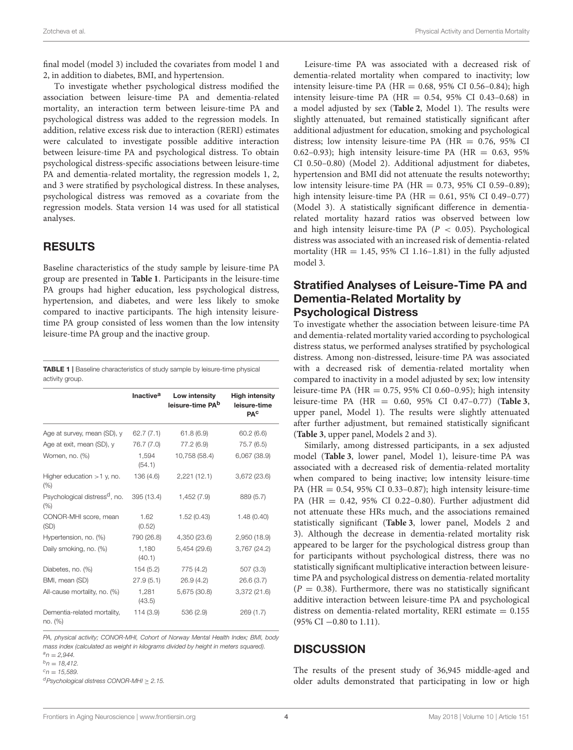final model (model 3) included the covariates from model 1 and 2, in addition to diabetes, BMI, and hypertension.

To investigate whether psychological distress modified the association between leisure-time PA and dementia-related mortality, an interaction term between leisure-time PA and psychological distress was added to the regression models. In addition, relative excess risk due to interaction (RERI) estimates were calculated to investigate possible additive interaction between leisure-time PA and psychological distress. To obtain psychological distress-specific associations between leisure-time PA and dementia-related mortality, the regression models 1, 2, and 3 were stratified by psychological distress. In these analyses, psychological distress was removed as a covariate from the regression models. Stata version 14 was used for all statistical analyses.

## RESULTS

Baseline characteristics of the study sample by leisure-time PA group are presented in **Table 1**. Participants in the leisure-time PA groups had higher education, less psychological distress, hypertension, and diabetes, and were less likely to smoke compared to inactive participants. The high intensity leisure-time PA group consisted of less women than the low intensity leisure-time PA group and the inactive group.

**TABLE 1** | Baseline characteristics of study sample by leisure-time physical activity group.

| | Inactive[a] | Low intensity leisure-time PA[b] | High intensity leisure-time PA[c] |
|---|---|---|---|
| Age at survey, mean (SD), y | 62.7 (7.1) | 61.8 (6.9) | 60.2 (6.6) |
| Age at exit, mean (SD), y | 76.7 (7.0) | 77.2 (6.9) | 75.7 (6.5) |
| Women, no. (%) | 1,594 (54.1) | 10,758 (58.4) | 6,067 (38.9) |
| Higher education >1 y, no. (%) | 136 (4.6) | 2,221 (12.1) | 3,672 (23.6) |
| Psychological distress[d], no. (%) | 395 (13.4) | 1,452 (7.9) | 889 (5.7) |
| CONOR-MHI score, mean (SD) | 1.62 (0.52) | 1.52 (0.43) | 1.48 (0.40) |
| Hypertension, no. (%) | 790 (26.8) | 4,350 (23.6) | 2,950 (18.9) |
| Daily smoking, no. (%) | 1,180 (40.1) | 5,454 (29.6) | 3,767 (24.2) |
| Diabetes, no. (%) | 154 (5.2) | 775 (4.2) | 507 (3.3) |
| BMI, mean (SD) | 27.9 (5.1) | 26.9 (4.2) | 26.6 (3.7) |
| All-cause mortality, no. (%) | 1,281 (43.5) | 5,675 (30.8) | 3,372 (21.6) |
| Dementia-related mortality, no. (%) | 114 (3.9) | 536 (2.9) | 269 (1.7) |

*PA, physical activity; CONOR-MHI, Cohort of Norway Mental Health Index; BMI, body mass index (calculated as weight in kilograms divided by height in meters squared).*
[a] *n = 2,944.*
[b] *n = 18,412.*
[c] *n = 15,589.*
[d] *Psychological distress CONOR-MHI ≥ 2.15.*

Leisure-time PA was associated with a decreased risk of dementia-related mortality when compared to inactivity; low intensity leisure-time PA (HR = 0.68, 95% CI 0.56–0.84); high intensity leisure-time PA (HR = 0.54, 95% CI 0.43–0.68) in a model adjusted by sex (**Table 2**, Model 1). The results were slightly attenuated, but remained statistically significant after additional adjustment for education, smoking and psychological distress; low intensity leisure-time PA (HR = 0.76, 95% CI 0.62–0.93); high intensity leisure-time PA (HR = 0.63, 95% CI 0.50–0.80) (Model 2). Additional adjustment for diabetes, hypertension and BMI did not attenuate the results noteworthy; low intensity leisure-time PA (HR = 0.73, 95% CI 0.59–0.89); high intensity leisure-time PA (HR = 0.61, 95% CI 0.49–0.77) (Model 3). A statistically significant difference in dementia-related mortality hazard ratios was observed between low and high intensity leisure-time PA ($P < 0.05$). Psychological distress was associated with an increased risk of dementia-related mortality (HR = 1.45, 95% CI 1.16–1.81) in the fully adjusted model 3.

### Stratified Analyses of Leisure-Time PA and Dementia-Related Mortality by Psychological Distress

To investigate whether the association between leisure-time PA and dementia-related mortality varied according to psychological distress status, we performed analyses stratified by psychological distress. Among non-distressed, leisure-time PA was associated with a decreased risk of dementia-related mortality when compared to inactivity in a model adjusted by sex; low intensity leisure-time PA (HR = 0.75, 95% CI 0.60–0.95); high intensity leisure-time PA (HR = 0.60, 95% CI 0.47–0.77) (**Table 3**, upper panel, Model 1). The results were slightly attenuated after further adjustment, but remained statistically significant (**Table 3**, upper panel, Models 2 and 3).

Similarly, among distressed participants, in a sex adjusted model (**Table 3**, lower panel, Model 1), leisure-time PA was associated with a decreased risk of dementia-related mortality when compared to being inactive; low intensity leisure-time PA (HR = 0.54, 95% CI 0.33–0.87); high intensity leisure-time PA (HR = 0.42, 95% CI 0.22–0.80). Further adjustment did not attenuate these HRs much, and the associations remained statistically significant (**Table 3**, lower panel, Models 2 and 3). Although the decrease in dementia-related mortality risk appeared to be larger for the psychological distress group than for participants without psychological distress, there was no statistically significant multiplicative interaction between leisure-time PA and psychological distress on dementia-related mortality ($P = 0.38$). Furthermore, there was no statistically significant additive interaction between leisure-time PA and psychological distress on dementia-related mortality, RERI estimate = 0.155 (95% CI −0.80 to 1.11).

## DISCUSSION

The results of the present study of 36,945 middle-aged and older adults demonstrated that participating in low or high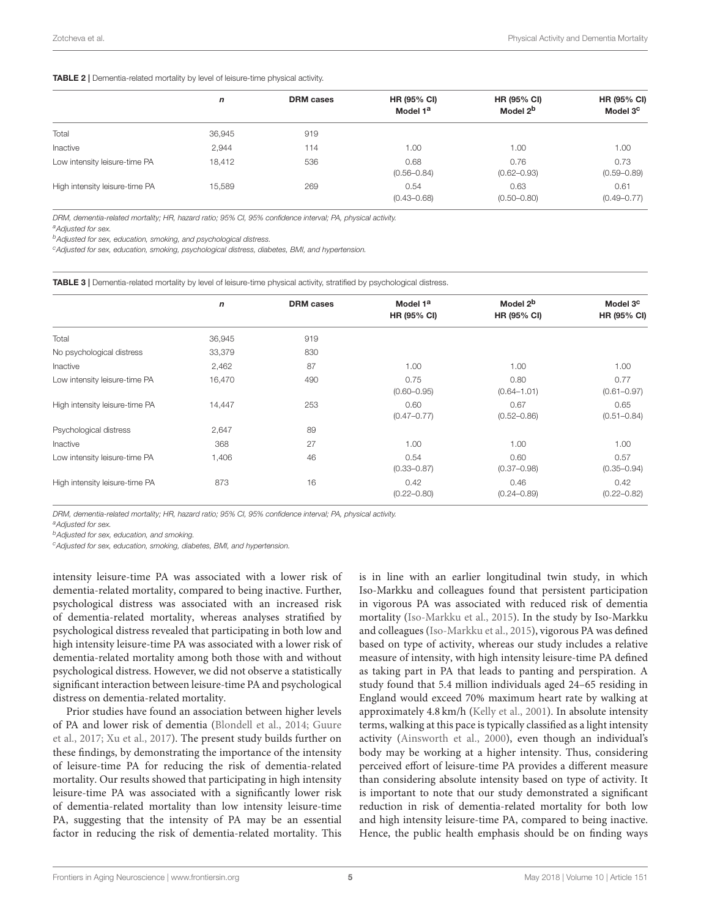**TABLE 2 |** Dementia-related mortality by level of leisure-time physical activity.

| | *n* | DRM cases | HR (95% CI) Model 1[a] | HR (95% CI) Model 2[b] | HR (95% CI) Model 3[c] |
|---|---|---|---|---|---|
| Total | 36,945 | 919 | | | |
| Inactive | 2,944 | 114 | 1.00 | 1.00 | 1.00 |
| Low intensity leisure-time PA | 18,412 | 536 | 0.68 (0.56–0.84) | 0.76 (0.62–0.93) | 0.73 (0.59–0.89) |
| High intensity leisure-time PA | 15,589 | 269 | 0.54 (0.43–0.68) | 0.63 (0.50–0.80) | 0.61 (0.49–0.77) |

*DRM, dementia-related mortality; HR, hazard ratio; 95% CI, 95% confidence interval; PA, physical activity.*
*[a]Adjusted for sex.*
*[b]Adjusted for sex, education, smoking, and psychological distress.*
*[c]Adjusted for sex, education, smoking, psychological distress, diabetes, BMI, and hypertension.*

**TABLE 3 |** Dementia-related mortality by level of leisure-time physical activity, stratified by psychological distress.

| | *n* | DRM cases | Model 1[a] HR (95% CI) | Model 2[b] HR (95% CI) | Model 3[c] HR (95% CI) |
|---|---|---|---|---|---|
| Total | 36,945 | 919 | | | |
| No psychological distress | 33,379 | 830 | | | |
| Inactive | 2,462 | 87 | 1.00 | 1.00 | 1.00 |
| Low intensity leisure-time PA | 16,470 | 490 | 0.75 (0.60–0.95) | 0.80 (0.64–1.01) | 0.77 (0.61–0.97) |
| High intensity leisure-time PA | 14,447 | 253 | 0.60 (0.47–0.77) | 0.67 (0.52–0.86) | 0.65 (0.51–0.84) |
| Psychological distress | 2,647 | 89 | | | |
| Inactive | 368 | 27 | 1.00 | 1.00 | 1.00 |
| Low intensity leisure-time PA | 1,406 | 46 | 0.54 (0.33–0.87) | 0.60 (0.37–0.98) | 0.57 (0.35–0.94) |
| High intensity leisure-time PA | 873 | 16 | 0.42 (0.22–0.80) | 0.46 (0.24–0.89) | 0.42 (0.22–0.82) |

*DRM, dementia-related mortality; HR, hazard ratio; 95% CI, 95% confidence interval; PA, physical activity.*
*[a]Adjusted for sex.*
*[b]Adjusted for sex, education, and smoking.*
*[c]Adjusted for sex, education, smoking, diabetes, BMI, and hypertension.*

intensity leisure-time PA was associated with a lower risk of dementia-related mortality, compared to being inactive. Further, psychological distress was associated with an increased risk of dementia-related mortality, whereas analyses stratified by psychological distress revealed that participating in both low and high intensity leisure-time PA was associated with a lower risk of dementia-related mortality among both those with and without psychological distress. However, we did not observe a statistically significant interaction between leisure-time PA and psychological distress on dementia-related mortality.

Prior studies have found an association between higher levels of PA and lower risk of dementia (Blondell et al., 2014; Guure et al., 2017; Xu et al., 2017). The present study builds further on these findings, by demonstrating the importance of the intensity of leisure-time PA for reducing the risk of dementia-related mortality. Our results showed that participating in high intensity leisure-time PA was associated with a significantly lower risk of dementia-related mortality than low intensity leisure-time PA, suggesting that the intensity of PA may be an essential factor in reducing the risk of dementia-related mortality. This is in line with an earlier longitudinal twin study, in which Iso-Markku and colleagues found that persistent participation in vigorous PA was associated with reduced risk of dementia mortality (Iso-Markku et al., 2015). In the study by Iso-Markku and colleagues (Iso-Markku et al., 2015), vigorous PA was defined based on type of activity, whereas our study includes a relative measure of intensity, with high intensity leisure-time PA defined as taking part in PA that leads to panting and perspiration. A study found that 5.4 million individuals aged 24–65 residing in England would exceed 70% maximum heart rate by walking at approximately 4.8 km/h (Kelly et al., 2001). In absolute intensity terms, walking at this pace is typically classified as a light intensity activity (Ainsworth et al., 2000), even though an individual's body may be working at a higher intensity. Thus, considering perceived effort of leisure-time PA provides a different measure than considering absolute intensity based on type of activity. It is important to note that our study demonstrated a significant reduction in risk of dementia-related mortality for both low and high intensity leisure-time PA, compared to being inactive. Hence, the public health emphasis should be on finding ways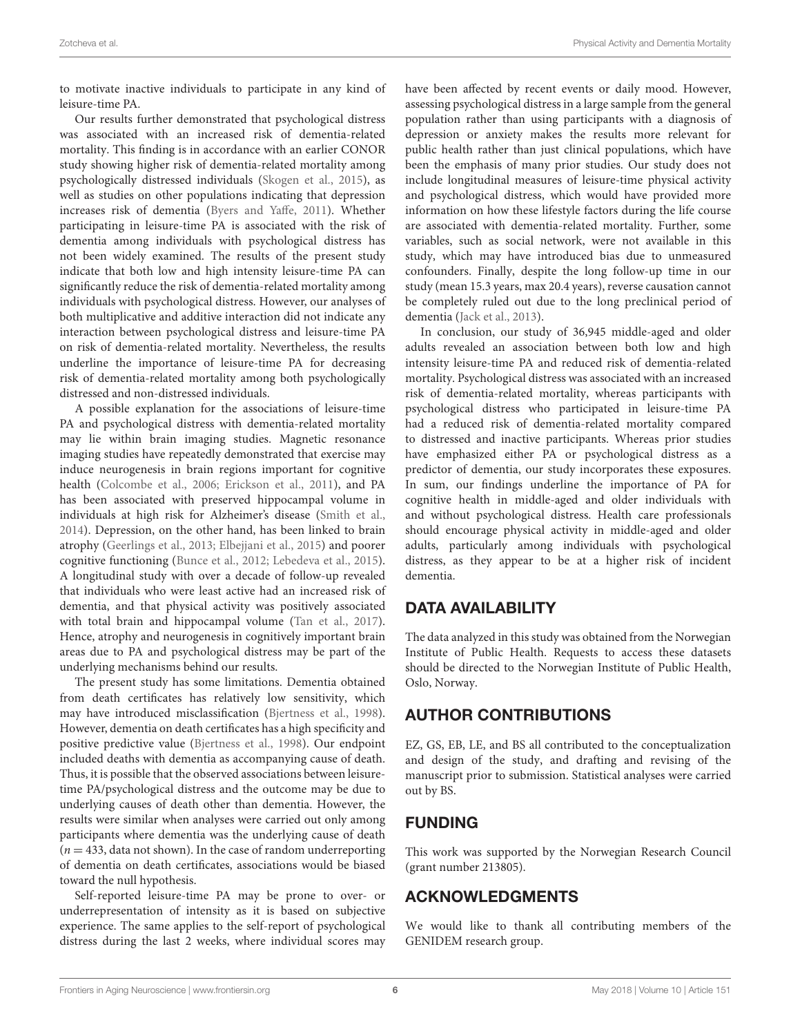to motivate inactive individuals to participate in any kind of leisure-time PA.

Our results further demonstrated that psychological distress was associated with an increased risk of dementia-related mortality. This finding is in accordance with an earlier CONOR study showing higher risk of dementia-related mortality among psychologically distressed individuals (Skogen et al., 2015), as well as studies on other populations indicating that depression increases risk of dementia (Byers and Yaffe, 2011). Whether participating in leisure-time PA is associated with the risk of dementia among individuals with psychological distress has not been widely examined. The results of the present study indicate that both low and high intensity leisure-time PA can significantly reduce the risk of dementia-related mortality among individuals with psychological distress. However, our analyses of both multiplicative and additive interaction did not indicate any interaction between psychological distress and leisure-time PA on risk of dementia-related mortality. Nevertheless, the results underline the importance of leisure-time PA for decreasing risk of dementia-related mortality among both psychologically distressed and non-distressed individuals.

A possible explanation for the associations of leisure-time PA and psychological distress with dementia-related mortality may lie within brain imaging studies. Magnetic resonance imaging studies have repeatedly demonstrated that exercise may induce neurogenesis in brain regions important for cognitive health (Colcombe et al., 2006; Erickson et al., 2011), and PA has been associated with preserved hippocampal volume in individuals at high risk for Alzheimer's disease (Smith et al., 2014). Depression, on the other hand, has been linked to brain atrophy (Geerlings et al., 2013; Elbejjani et al., 2015) and poorer cognitive functioning (Bunce et al., 2012; Lebedeva et al., 2015). A longitudinal study with over a decade of follow-up revealed that individuals who were least active had an increased risk of dementia, and that physical activity was positively associated with total brain and hippocampal volume (Tan et al., 2017). Hence, atrophy and neurogenesis in cognitively important brain areas due to PA and psychological distress may be part of the underlying mechanisms behind our results.

The present study has some limitations. Dementia obtained from death certificates has relatively low sensitivity, which may have introduced misclassification (Bjertness et al., 1998). However, dementia on death certificates has a high specificity and positive predictive value (Bjertness et al., 1998). Our endpoint included deaths with dementia as accompanying cause of death. Thus, it is possible that the observed associations between leisure-time PA/psychological distress and the outcome may be due to underlying causes of death other than dementia. However, the results were similar when analyses were carried out only among participants where dementia was the underlying cause of death ($n = 433$, data not shown). In the case of random underreporting of dementia on death certificates, associations would be biased toward the null hypothesis.

Self-reported leisure-time PA may be prone to over- or underrepresentation of intensity as it is based on subjective experience. The same applies to the self-report of psychological distress during the last 2 weeks, where individual scores may have been affected by recent events or daily mood. However, assessing psychological distress in a large sample from the general population rather than using participants with a diagnosis of depression or anxiety makes the results more relevant for public health rather than just clinical populations, which have been the emphasis of many prior studies. Our study does not include longitudinal measures of leisure-time physical activity and psychological distress, which would have provided more information on how these lifestyle factors during the life course are associated with dementia-related mortality. Further, some variables, such as social network, were not available in this study, which may have introduced bias due to unmeasured confounders. Finally, despite the long follow-up time in our study (mean 15.3 years, max 20.4 years), reverse causation cannot be completely ruled out due to the long preclinical period of dementia (Jack et al., 2013).

In conclusion, our study of 36,945 middle-aged and older adults revealed an association between both low and high intensity leisure-time PA and reduced risk of dementia-related mortality. Psychological distress was associated with an increased risk of dementia-related mortality, whereas participants with psychological distress who participated in leisure-time PA had a reduced risk of dementia-related mortality compared to distressed and inactive participants. Whereas prior studies have emphasized either PA or psychological distress as a predictor of dementia, our study incorporates these exposures. In sum, our findings underline the importance of PA for cognitive health in middle-aged and older individuals with and without psychological distress. Health care professionals should encourage physical activity in middle-aged and older adults, particularly among individuals with psychological distress, as they appear to be at a higher risk of incident dementia.

## DATA AVAILABILITY

The data analyzed in this study was obtained from the Norwegian Institute of Public Health. Requests to access these datasets should be directed to the Norwegian Institute of Public Health, Oslo, Norway.

## AUTHOR CONTRIBUTIONS

EZ, GS, EB, LE, and BS all contributed to the conceptualization and design of the study, and drafting and revising of the manuscript prior to submission. Statistical analyses were carried out by BS.

## FUNDING

This work was supported by the Norwegian Research Council (grant number 213805).

## ACKNOWLEDGMENTS

We would like to thank all contributing members of the GENIDEM research group.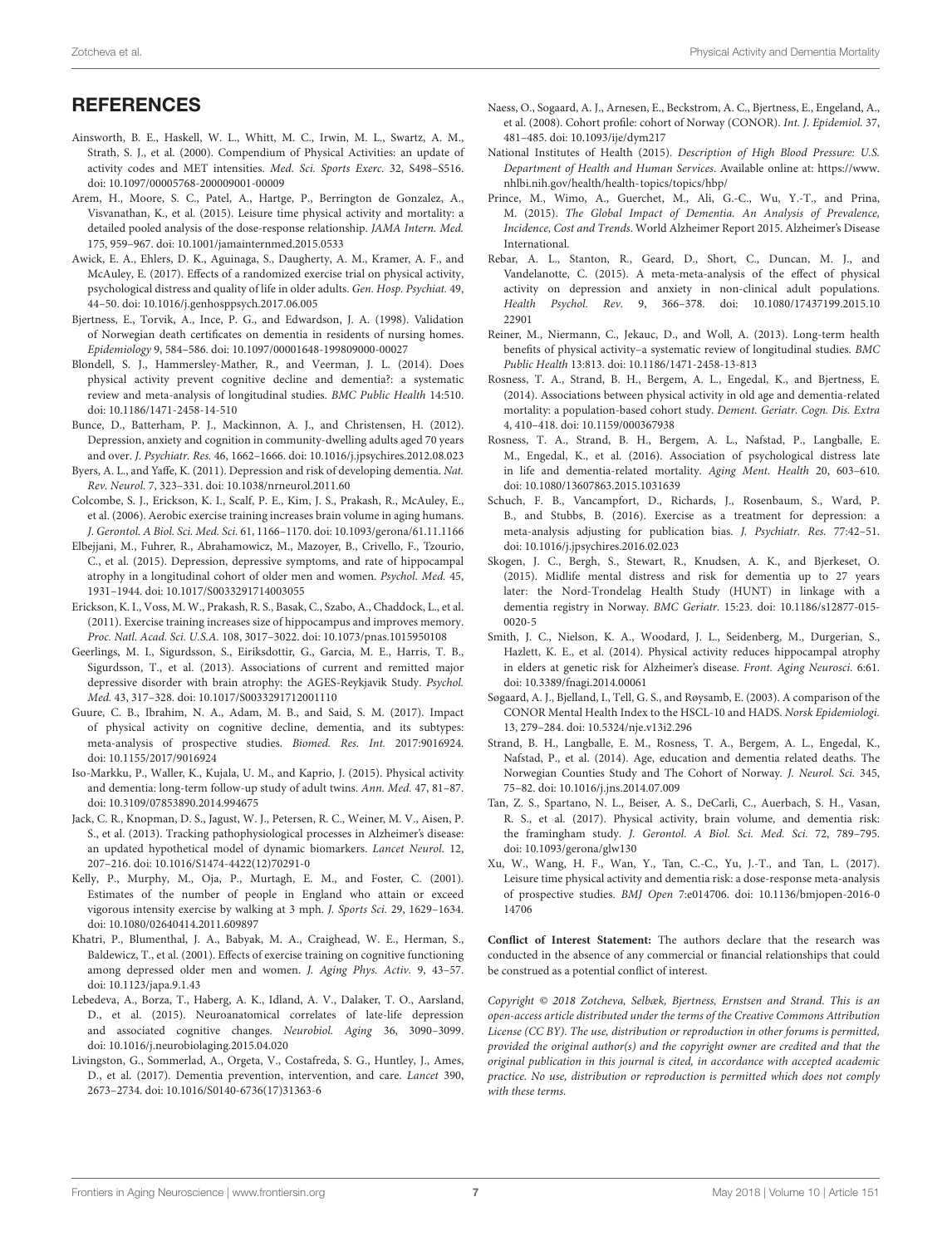## REFERENCES

Ainsworth, B. E., Haskell, W. L., Whitt, M. C., Irwin, M. L., Swartz, A. M., Strath, S. J., et al. (2000). Compendium of Physical Activities: an update of activity codes and MET intensities. *Med. Sci. Sports Exerc.* 32, S498–S516. doi: 10.1097/00005768-200009001-00009

Arem, H., Moore, S. C., Patel, A., Hartge, P., Berrington de Gonzalez, A., Visvanathan, K., et al. (2015). Leisure time physical activity and mortality: a detailed pooled analysis of the dose-response relationship. *JAMA Intern. Med.* 175, 959–967. doi: 10.1001/jamainternmed.2015.0533

Awick, E. A., Ehlers, D. K., Aguinaga, S., Daugherty, A. M., Kramer, A. F., and McAuley, E. (2017). Effects of a randomized exercise trial on physical activity, psychological distress and quality of life in older adults. *Gen. Hosp. Psychiat.* 49, 44–50. doi: 10.1016/j.genhosppsych.2017.06.005

Bjertness, E., Torvik, A., Ince, P. G., and Edwardson, J. A. (1998). Validation of Norwegian death certificates on dementia in residents of nursing homes. *Epidemiology* 9, 584–586. doi: 10.1097/00001648-199809000-00027

Blondell, S. J., Hammersley-Mather, R., and Veerman, J. L. (2014). Does physical activity prevent cognitive decline and dementia?: a systematic review and meta-analysis of longitudinal studies. *BMC Public Health* 14:510. doi: 10.1186/1471-2458-14-510

Bunce, D., Batterham, P. J., Mackinnon, A. J., and Christensen, H. (2012). Depression, anxiety and cognition in community-dwelling adults aged 70 years and over. *J. Psychiatr. Res.* 46, 1662–1666. doi: 10.1016/j.jpsychires.2012.08.023

Byers, A. L., and Yaffe, K. (2011). Depression and risk of developing dementia. *Nat. Rev. Neurol.* 7, 323–331. doi: 10.1038/nrneurol.2011.60

Colcombe, S. J., Erickson, K. I., Scalf, P. E., Kim, J. S., Prakash, R., McAuley, E., et al. (2006). Aerobic exercise training increases brain volume in aging humans. *J. Gerontol. A Biol. Sci. Med. Sci.* 61, 1166–1170. doi: 10.1093/gerona/61.11.1166

Elbejjani, M., Fuhrer, R., Abrahamowicz, M., Mazoyer, B., Crivello, F., Tzourio, C., et al. (2015). Depression, depressive symptoms, and rate of hippocampal atrophy in a longitudinal cohort of older men and women. *Psychol. Med.* 45, 1931–1944. doi: 10.1017/S0033291714003055

Erickson, K. I., Voss, M. W., Prakash, R. S., Basak, C., Szabo, A., Chaddock, L., et al. (2011). Exercise training increases size of hippocampus and improves memory. *Proc. Natl. Acad. Sci. U.S.A.* 108, 3017–3022. doi: 10.1073/pnas.1015950108

Geerlings, M. I., Sigurdsson, S., Eiriksdottir, G., Garcia, M. E., Harris, T. B., Sigurdsson, T., et al. (2013). Associations of current and remitted major depressive disorder with brain atrophy: the AGES-Reykjavik Study. *Psychol. Med.* 43, 317–328. doi: 10.1017/S0033291712001110

Guure, C. B., Ibrahim, N. A., Adam, M. B., and Said, S. M. (2017). Impact of physical activity on cognitive decline, dementia, and its subtypes: meta-analysis of prospective studies. *Biomed. Res. Int.* 2017:9016924. doi: 10.1155/2017/9016924

Iso-Markku, P., Waller, K., Kujala, U. M., and Kaprio, J. (2015). Physical activity and dementia: long-term follow-up study of adult twins. *Ann. Med.* 47, 81–87. doi: 10.3109/07853890.2014.994675

Jack, C. R., Knopman, D. S., Jagust, W. J., Petersen, R. C., Weiner, M. V., Aisen, P. S., et al. (2013). Tracking pathophysiological processes in Alzheimer's disease: an updated hypothetical model of dynamic biomarkers. *Lancet Neurol.* 12, 207–216. doi: 10.1016/S1474-4422(12)70291-0

Kelly, P., Murphy, M., Oja, P., Murtagh, E. M., and Foster, C. (2001). Estimates of the number of people in England who attain or exceed vigorous intensity exercise by walking at 3 mph. *J. Sports Sci.* 29, 1629–1634. doi: 10.1080/02640414.2011.609897

Khatri, P., Blumenthal, J. A., Babyak, M. A., Craighead, W. E., Herman, S., Baldewicz, T., et al. (2001). Effects of exercise training on cognitive functioning among depressed older men and women. *J. Aging Phys. Activ.* 9, 43–57. doi: 10.1123/japa.9.1.43

Lebedeva, A., Borza, T., Haberg, A. K., Idland, A. V., Dalaker, T. O., Aarsland, D., et al. (2015). Neuroanatomical correlates of late-life depression and associated cognitive changes. *Neurobiol. Aging* 36, 3090–3099. doi: 10.1016/j.neurobiolaging.2015.04.020

Livingston, G., Sommerlad, A., Orgeta, V., Costafreda, S. G., Huntley, J., Ames, D., et al. (2017). Dementia prevention, intervention, and care. *Lancet* 390, 2673–2734. doi: 10.1016/S0140-6736(17)31363-6

Naess, O., Sogaard, A. J., Arnesen, E., Beckstrom, A. C., Bjertness, E., Engeland, A., et al. (2008). Cohort profile: cohort of Norway (CONOR). *Int. J. Epidemiol.* 37, 481–485. doi: 10.1093/ije/dym217

National Institutes of Health (2015). *Description of High Blood Pressure: U.S. Department of Health and Human Services*. Available online at: https://www.nhlbi.nih.gov/health/health-topics/topics/hbp/

Prince, M., Wimo, A., Guerchet, M., Ali, G.-C., Wu, Y.-T., and Prina, M. (2015). *The Global Impact of Dementia. An Analysis of Prevalence, Incidence, Cost and Trends*. World Alzheimer Report 2015. Alzheimer's Disease International.

Rebar, A. L., Stanton, R., Geard, D., Short, C., Duncan, M. J., and Vandelanotte, C. (2015). A meta-meta-analysis of the effect of physical activity on depression and anxiety in non-clinical adult populations. *Health Psychol. Rev.* 9, 366–378. doi: 10.1080/17437199.2015.1022901

Reiner, M., Niermann, C., Jekauc, D., and Woll, A. (2013). Long-term health benefits of physical activity–a systematic review of longitudinal studies. *BMC Public Health* 13:813. doi: 10.1186/1471-2458-13-813

Rosness, T. A., Strand, B. H., Bergem, A. L., Engedal, K., and Bjertness, E. (2014). Associations between physical activity in old age and dementia-related mortality: a population-based cohort study. *Dement. Geriatr. Cogn. Dis. Extra* 4, 410–418. doi: 10.1159/000367938

Rosness, T. A., Strand, B. H., Bergem, A. L., Nafstad, P., Langballe, E. M., Engedal, K., et al. (2016). Association of psychological distress late in life and dementia-related mortality. *Aging Ment. Health* 20, 603–610. doi: 10.1080/13607863.2015.1031639

Schuch, F. B., Vancampfort, D., Richards, J., Rosenbaum, S., Ward, P. B., and Stubbs, B. (2016). Exercise as a treatment for depression: a meta-analysis adjusting for publication bias. *J. Psychiatr. Res.* 77:42–51. doi: 10.1016/j.jpsychires.2016.02.023

Skogen, J. C., Bergh, S., Stewart, R., Knudsen, A. K., and Bjerkeset, O. (2015). Midlife mental distress and risk for dementia up to 27 years later: the Nord-Trondelag Health Study (HUNT) in linkage with a dementia registry in Norway. *BMC Geriatr.* 15:23. doi: 10.1186/s12877-015-0020-5

Smith, J. C., Nielson, K. A., Woodard, J. L., Seidenberg, M., Durgerian, S., Hazlett, K. E., et al. (2014). Physical activity reduces hippocampal atrophy in elders at genetic risk for Alzheimer's disease. *Front. Aging Neurosci.* 6:61. doi: 10.3389/fnagi.2014.00061

Søgaard, A. J., Bjelland, I., Tell, G. S., and Røysamb, E. (2003). A comparison of the CONOR Mental Health Index to the HSCL-10 and HADS. *Norsk Epidemiologi.* 13, 279–284. doi: 10.5324/nje.v13i2.296

Strand, B. H., Langballe, E. M., Rosness, T. A., Bergem, A. L., Engedal, K., Nafstad, P., et al. (2014). Age, education and dementia related deaths. The Norwegian Counties Study and The Cohort of Norway. *J. Neurol. Sci.* 345, 75–82. doi: 10.1016/j.jns.2014.07.009

Tan, Z. S., Spartano, N. L., Beiser, A. S., DeCarli, C., Auerbach, S. H., Vasan, R. S., et al. (2017). Physical activity, brain volume, and dementia risk: the framingham study. *J. Gerontol. A Biol. Sci. Med. Sci.* 72, 789–795. doi: 10.1093/gerona/glw130

Xu, W., Wang, H. F., Wan, Y., Tan, C.-C., Yu, J.-T., and Tan, L. (2017). Leisure time physical activity and dementia risk: a dose-response meta-analysis of prospective studies. *BMJ Open* 7:e014706. doi: 10.1136/bmjopen-2016-014706

**Conflict of Interest Statement:** The authors declare that the research was conducted in the absence of any commercial or financial relationships that could be construed as a potential conflict of interest.

*Copyright © 2018 Zotcheva, Selbæk, Bjertness, Ernstsen and Strand. This is an open-access article distributed under the terms of the Creative Commons Attribution License (CC BY). The use, distribution or reproduction in other forums is permitted, provided the original author(s) and the copyright owner are credited and that the original publication in this journal is cited, in accordance with accepted academic practice. No use, distribution or reproduction is permitted which does not comply with these terms.*